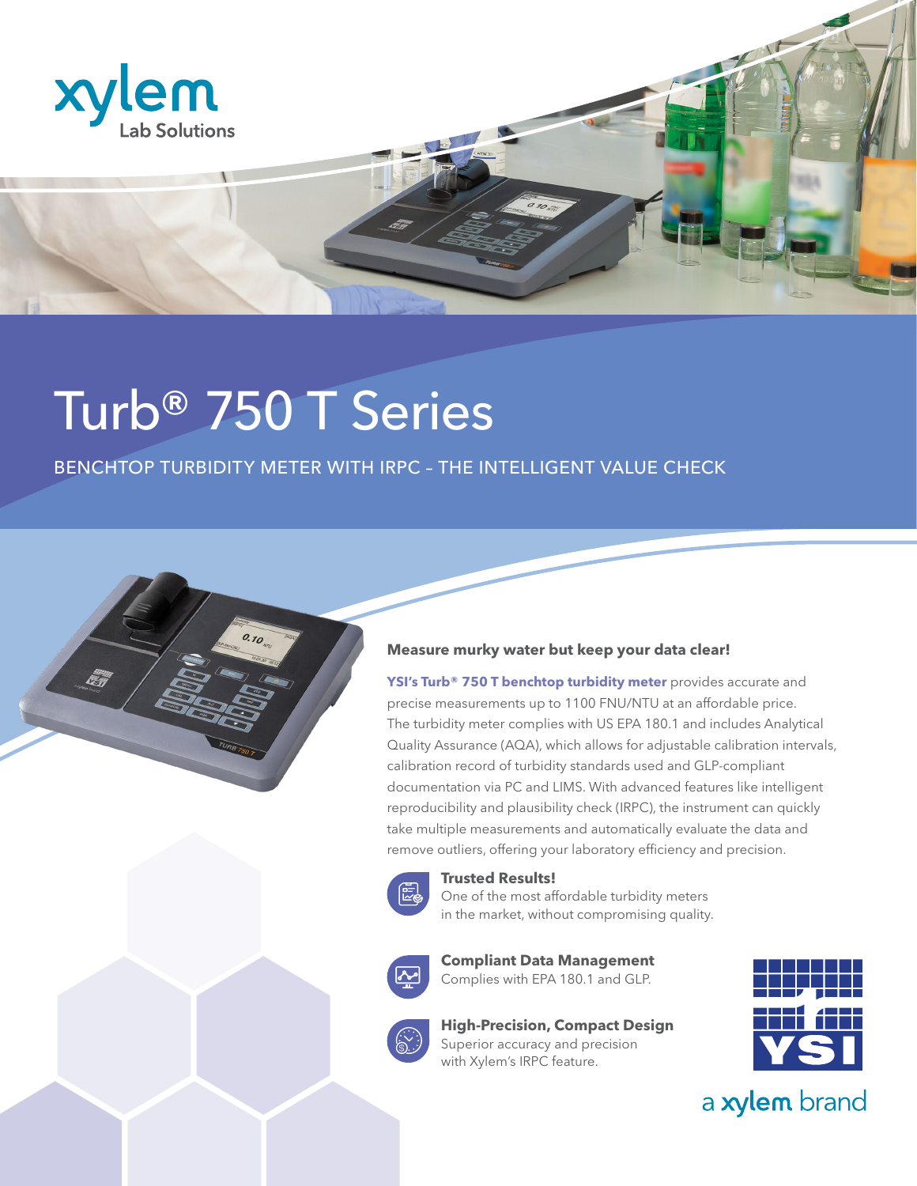xylem
Lab Solutions

# Turb® 750 T Series

BENCHTOP TURBIDITY METER WITH IRPC – THE INTELLIGENT VALUE CHECK

### Measure murky water but keep your data clear!

**YSI's Turb® 750 T benchtop turbidity meter** provides accurate and precise measurements up to 1100 FNU/NTU at an affordable price. The turbidity meter complies with US EPA 180.1 and includes Analytical Quality Assurance (AQA), which allows for adjustable calibration intervals, calibration record of turbidity standards used and GLP-compliant documentation via PC and LIMS. With advanced features like intelligent reproducibility and plausibility check (IRPC), the instrument can quickly take multiple measurements and automatically evaluate the data and remove outliers, offering your laboratory efficiency and precision.

**Trusted Results!**
One of the most affordable turbidity meters in the market, without compromising quality.

**Compliant Data Management**
Complies with EPA 180.1 and GLP.

**High-Precision, Compact Design**
Superior accuracy and precision with Xylem's IRPC feature.

YSI
a xylem brand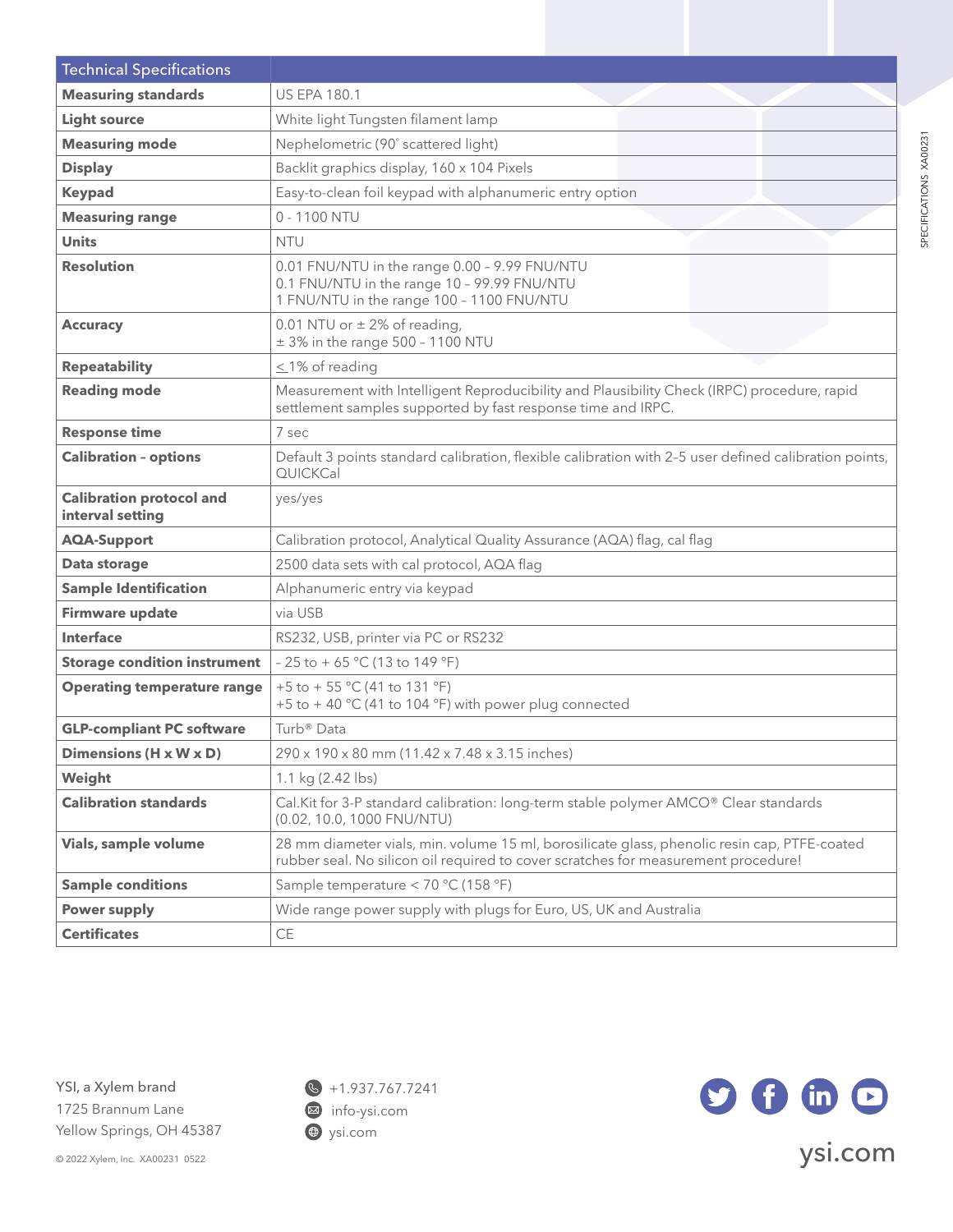| Technical Specifications | |
|---|---|
| **Measuring standards** | US EPA 180.1 |
| **Light source** | White light Tungsten filament lamp |
| **Measuring mode** | Nephelometric (90° scattered light) |
| **Display** | Backlit graphics display, 160 x 104 Pixels |
| **Keypad** | Easy-to-clean foil keypad with alphanumeric entry option |
| **Measuring range** | 0 - 1100 NTU |
| **Units** | NTU |
| **Resolution** | 0.01 FNU/NTU in the range 0.00 – 9.99 FNU/NTU<br>0.1 FNU/NTU in the range 10 – 99.99 FNU/NTU<br>1 FNU/NTU in the range 100 – 1100 FNU/NTU |
| **Accuracy** | 0.01 NTU or ± 2% of reading,<br>± 3% in the range 500 – 1100 NTU |
| **Repeatability** | ≤1% of reading |
| **Reading mode** | Measurement with Intelligent Reproducibility and Plausibility Check (IRPC) procedure, rapid settlement samples supported by fast response time and IRPC. |
| **Response time** | 7 sec |
| **Calibration - options** | Default 3 points standard calibration, flexible calibration with 2-5 user defined calibration points, QUICKCal |
| **Calibration protocol and interval setting** | yes/yes |
| **AQA-Support** | Calibration protocol, Analytical Quality Assurance (AQA) flag, cal flag |
| **Data storage** | 2500 data sets with cal protocol, AQA flag |
| **Sample Identification** | Alphanumeric entry via keypad |
| **Firmware update** | via USB |
| **Interface** | RS232, USB, printer via PC or RS232 |
| **Storage condition instrument** | – 25 to + 65 °C (13 to 149 °F) |
| **Operating temperature range** | +5 to + 55 °C (41 to 131 °F)<br>+5 to + 40 °C (41 to 104 °F) with power plug connected |
| **GLP-compliant PC software** | Turb® Data |
| **Dimensions (H x W x D)** | 290 x 190 x 80 mm (11.42 x 7.48 x 3.15 inches) |
| **Weight** | 1.1 kg (2.42 lbs) |
| **Calibration standards** | Cal.Kit for 3-P standard calibration: long-term stable polymer AMCO® Clear standards (0.02, 10.0, 1000 FNU/NTU) |
| **Vials, sample volume** | 28 mm diameter vials, min. volume 15 ml, borosilicate glass, phenolic resin cap, PTFE-coated rubber seal. No silicon oil required to cover scratches for measurement procedure! |
| **Sample conditions** | Sample temperature < 70 °C (158 °F) |
| **Power supply** | Wide range power supply with plugs for Euro, US, UK and Australia |
| **Certificates** | CE |

YSI, a Xylem brand
1725 Brannum Lane
Yellow Springs, OH 45387

+1.937.767.7241
info-ysi.com
ysi.com

© 2022 Xylem, Inc. XA00231 0522

ysi.com